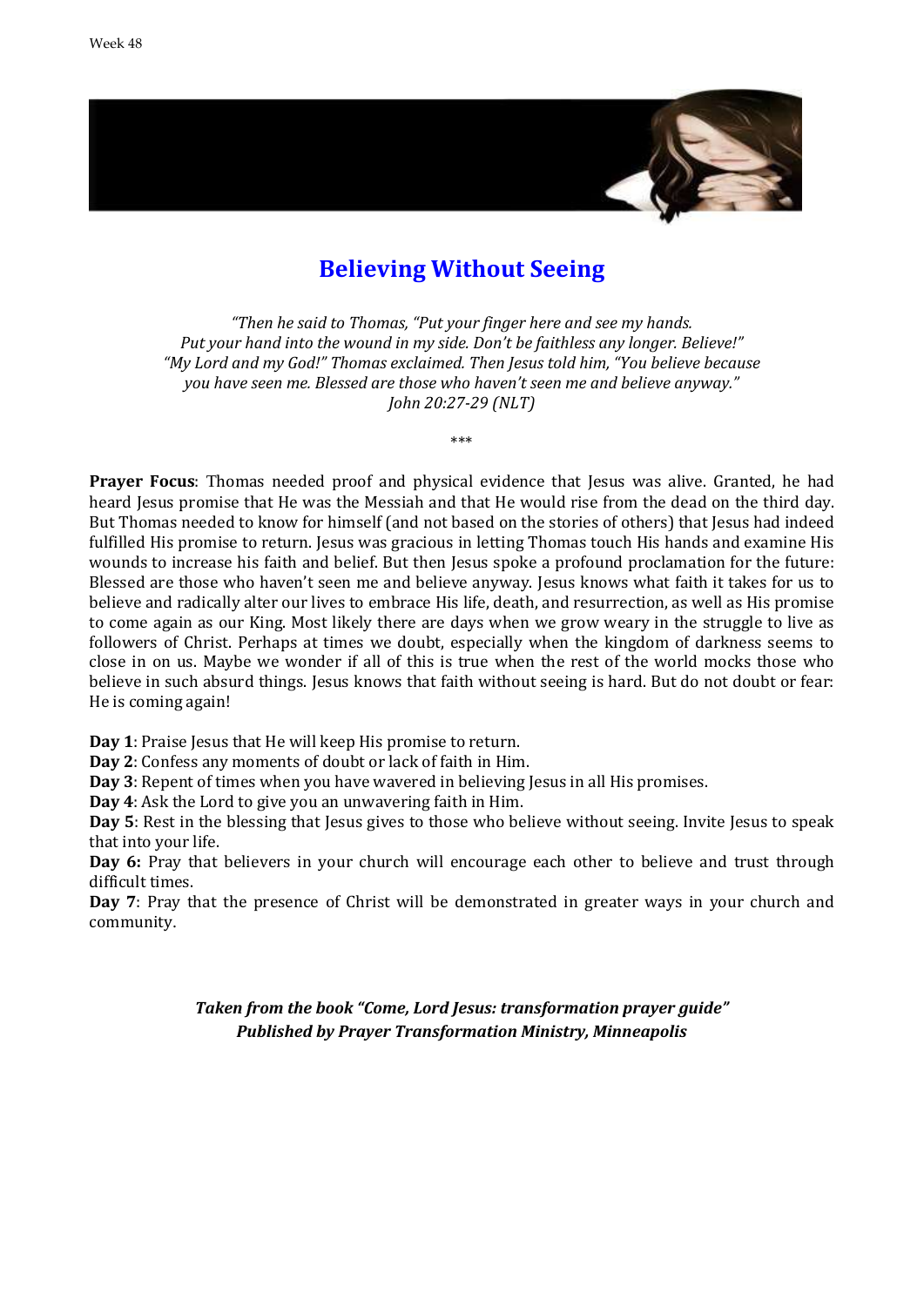Week 48

# Believing Without Seeing

*"Then he said to Thomas, "Put your finger here and see my hands. Put your hand into the wound in my side. Don't be faithless any longer. Believe!" "My Lord and my God!" Thomas exclaimed. Then Jesus told him, "You believe because you have seen me. Blessed are those who haven't seen me and believe anyway." John 20:27-29 (NLT)*

\*\*\*

**Prayer Focus**: Thomas needed proof and physical evidence that Jesus was alive. Granted, he had heard Jesus promise that He was the Messiah and that He would rise from the dead on the third day. But Thomas needed to know for himself (and not based on the stories of others) that Jesus had indeed fulfilled His promise to return. Jesus was gracious in letting Thomas touch His hands and examine His wounds to increase his faith and belief. But then Jesus spoke a profound proclamation for the future: Blessed are those who haven't seen me and believe anyway. Jesus knows what faith it takes for us to believe and radically alter our lives to embrace His life, death, and resurrection, as well as His promise to come again as our King. Most likely there are days when we grow weary in the struggle to live as followers of Christ. Perhaps at times we doubt, especially when the kingdom of darkness seems to close in on us. Maybe we wonder if all of this is true when the rest of the world mocks those who believe in such absurd things. Jesus knows that faith without seeing is hard. But do not doubt or fear: He is coming again!

**Day 1**: Praise Jesus that He will keep His promise to return.

**Day 2**: Confess any moments of doubt or lack of faith in Him.

**Day 3**: Repent of times when you have wavered in believing Jesus in all His promises.

**Day 4**: Ask the Lord to give you an unwavering faith in Him.

**Day 5**: Rest in the blessing that Jesus gives to those who believe without seeing. Invite Jesus to speak that into your life.

**Day 6:** Pray that believers in your church will encourage each other to believe and trust through difficult times.

**Day 7**: Pray that the presence of Christ will be demonstrated in greater ways in your church and community.

***Taken from the book "Come, Lord Jesus: transformation prayer guide"***
***Published by Prayer Transformation Ministry, Minneapolis***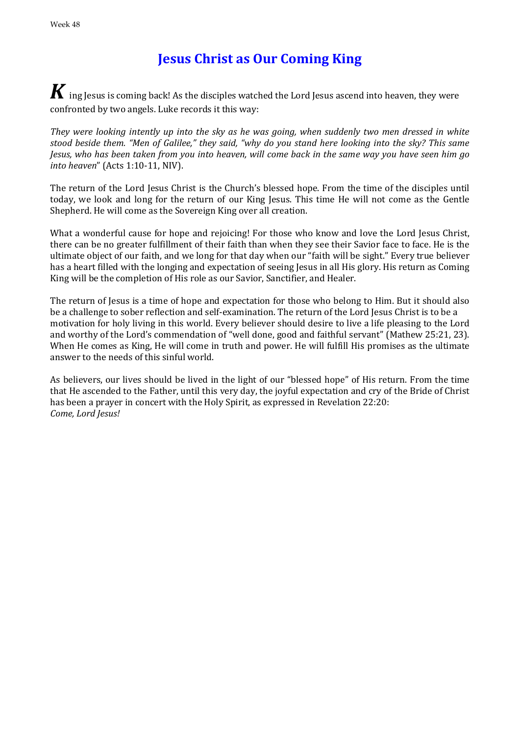# Jesus Christ as Our Coming King

***K*** ing Jesus is coming back! As the disciples watched the Lord Jesus ascend into heaven, they were confronted by two angels. Luke records it this way:

*They were looking intently up into the sky as he was going, when suddenly two men dressed in white stood beside them. "Men of Galilee," they said, "why do you stand here looking into the sky? This same Jesus, who has been taken from you into heaven, will come back in the same way you have seen him go into heaven*" (Acts 1:10-11, NIV).

The return of the Lord Jesus Christ is the Church's blessed hope. From the time of the disciples until today, we look and long for the return of our King Jesus. This time He will not come as the Gentle Shepherd. He will come as the Sovereign King over all creation.

What a wonderful cause for hope and rejoicing! For those who know and love the Lord Jesus Christ, there can be no greater fulfillment of their faith than when they see their Savior face to face. He is the ultimate object of our faith, and we long for that day when our "faith will be sight." Every true believer has a heart filled with the longing and expectation of seeing Jesus in all His glory. His return as Coming King will be the completion of His role as our Savior, Sanctifier, and Healer.

The return of Jesus is a time of hope and expectation for those who belong to Him. But it should also be a challenge to sober reflection and self-examination. The return of the Lord Jesus Christ is to be a motivation for holy living in this world. Every believer should desire to live a life pleasing to the Lord and worthy of the Lord's commendation of "well done, good and faithful servant" (Mathew 25:21, 23). When He comes as King, He will come in truth and power. He will fulfill His promises as the ultimate answer to the needs of this sinful world.

As believers, our lives should be lived in the light of our "blessed hope" of His return. From the time that He ascended to the Father, until this very day, the joyful expectation and cry of the Bride of Christ has been a prayer in concert with the Holy Spirit, as expressed in Revelation 22:20:
*Come, Lord Jesus!*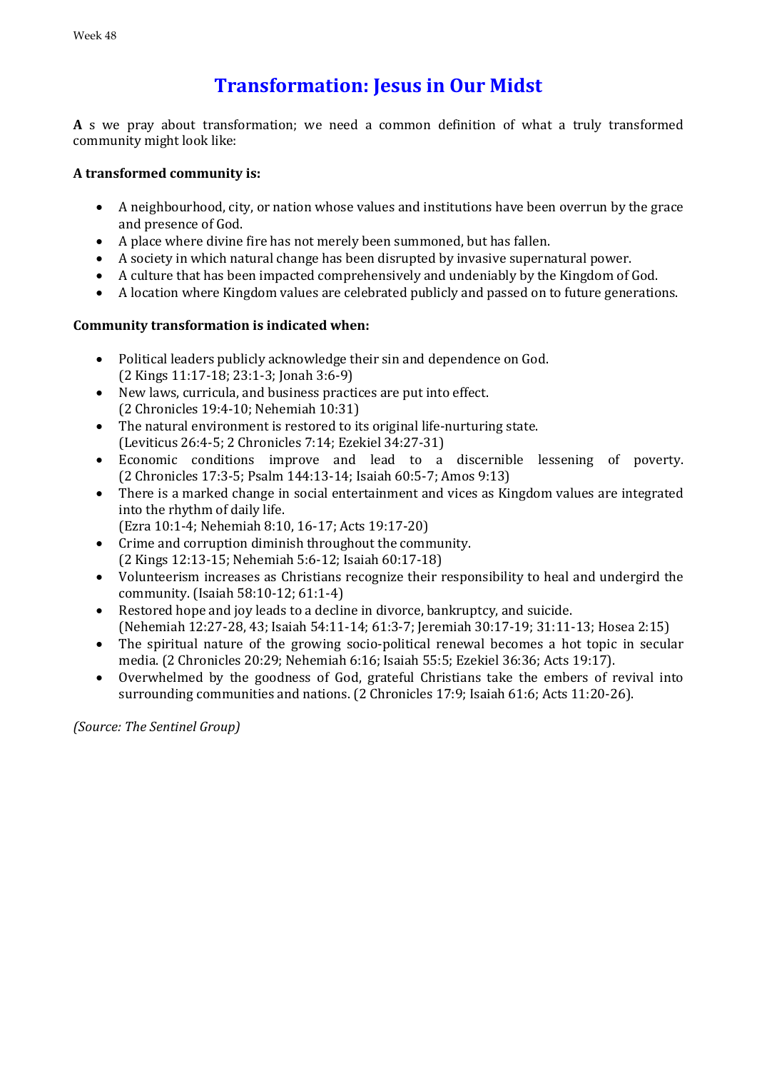# Transformation: Jesus in Our Midst

**A** s we pray about transformation; we need a common definition of what a truly transformed community might look like:

**A transformed community is:**

- A neighbourhood, city, or nation whose values and institutions have been overrun by the grace and presence of God.
- A place where divine fire has not merely been summoned, but has fallen.
- A society in which natural change has been disrupted by invasive supernatural power.
- A culture that has been impacted comprehensively and undeniably by the Kingdom of God.
- A location where Kingdom values are celebrated publicly and passed on to future generations.

**Community transformation is indicated when:**

- Political leaders publicly acknowledge their sin and dependence on God. (2 Kings 11:17-18; 23:1-3; Jonah 3:6-9)
- New laws, curricula, and business practices are put into effect. (2 Chronicles 19:4-10; Nehemiah 10:31)
- The natural environment is restored to its original life-nurturing state. (Leviticus 26:4-5; 2 Chronicles 7:14; Ezekiel 34:27-31)
- Economic conditions improve and lead to a discernible lessening of poverty. (2 Chronicles 17:3-5; Psalm 144:13-14; Isaiah 60:5-7; Amos 9:13)
- There is a marked change in social entertainment and vices as Kingdom values are integrated into the rhythm of daily life. (Ezra 10:1-4; Nehemiah 8:10, 16-17; Acts 19:17-20)
- Crime and corruption diminish throughout the community. (2 Kings 12:13-15; Nehemiah 5:6-12; Isaiah 60:17-18)
- Volunteerism increases as Christians recognize their responsibility to heal and undergird the community. (Isaiah 58:10-12; 61:1-4)
- Restored hope and joy leads to a decline in divorce, bankruptcy, and suicide. (Nehemiah 12:27-28, 43; Isaiah 54:11-14; 61:3-7; Jeremiah 30:17-19; 31:11-13; Hosea 2:15)
- The spiritual nature of the growing socio-political renewal becomes a hot topic in secular media. (2 Chronicles 20:29; Nehemiah 6:16; Isaiah 55:5; Ezekiel 36:36; Acts 19:17).
- Overwhelmed by the goodness of God, grateful Christians take the embers of revival into surrounding communities and nations. (2 Chronicles 17:9; Isaiah 61:6; Acts 11:20-26).

*(Source: The Sentinel Group)*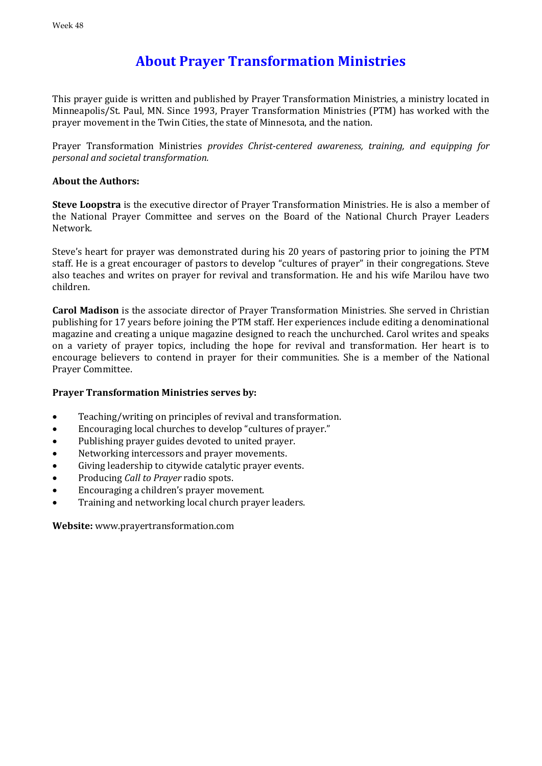# About Prayer Transformation Ministries

This prayer guide is written and published by Prayer Transformation Ministries, a ministry located in Minneapolis/St. Paul, MN. Since 1993, Prayer Transformation Ministries (PTM) has worked with the prayer movement in the Twin Cities, the state of Minnesota, and the nation.

Prayer Transformation Ministries *provides Christ-centered awareness, training, and equipping for personal and societal transformation.*

**About the Authors:**

**Steve Loopstra** is the executive director of Prayer Transformation Ministries. He is also a member of the National Prayer Committee and serves on the Board of the National Church Prayer Leaders Network.

Steve's heart for prayer was demonstrated during his 20 years of pastoring prior to joining the PTM staff. He is a great encourager of pastors to develop "cultures of prayer" in their congregations. Steve also teaches and writes on prayer for revival and transformation. He and his wife Marilou have two children.

**Carol Madison** is the associate director of Prayer Transformation Ministries. She served in Christian publishing for 17 years before joining the PTM staff. Her experiences include editing a denominational magazine and creating a unique magazine designed to reach the unchurched. Carol writes and speaks on a variety of prayer topics, including the hope for revival and transformation. Her heart is to encourage believers to contend in prayer for their communities. She is a member of the National Prayer Committee.

**Prayer Transformation Ministries serves by:**

- Teaching/writing on principles of revival and transformation.
- Encouraging local churches to develop "cultures of prayer."
- Publishing prayer guides devoted to united prayer.
- Networking intercessors and prayer movements.
- Giving leadership to citywide catalytic prayer events.
- Producing *Call to Prayer* radio spots.
- Encouraging a children's prayer movement.
- Training and networking local church prayer leaders.

**Website:** www.prayertransformation.com